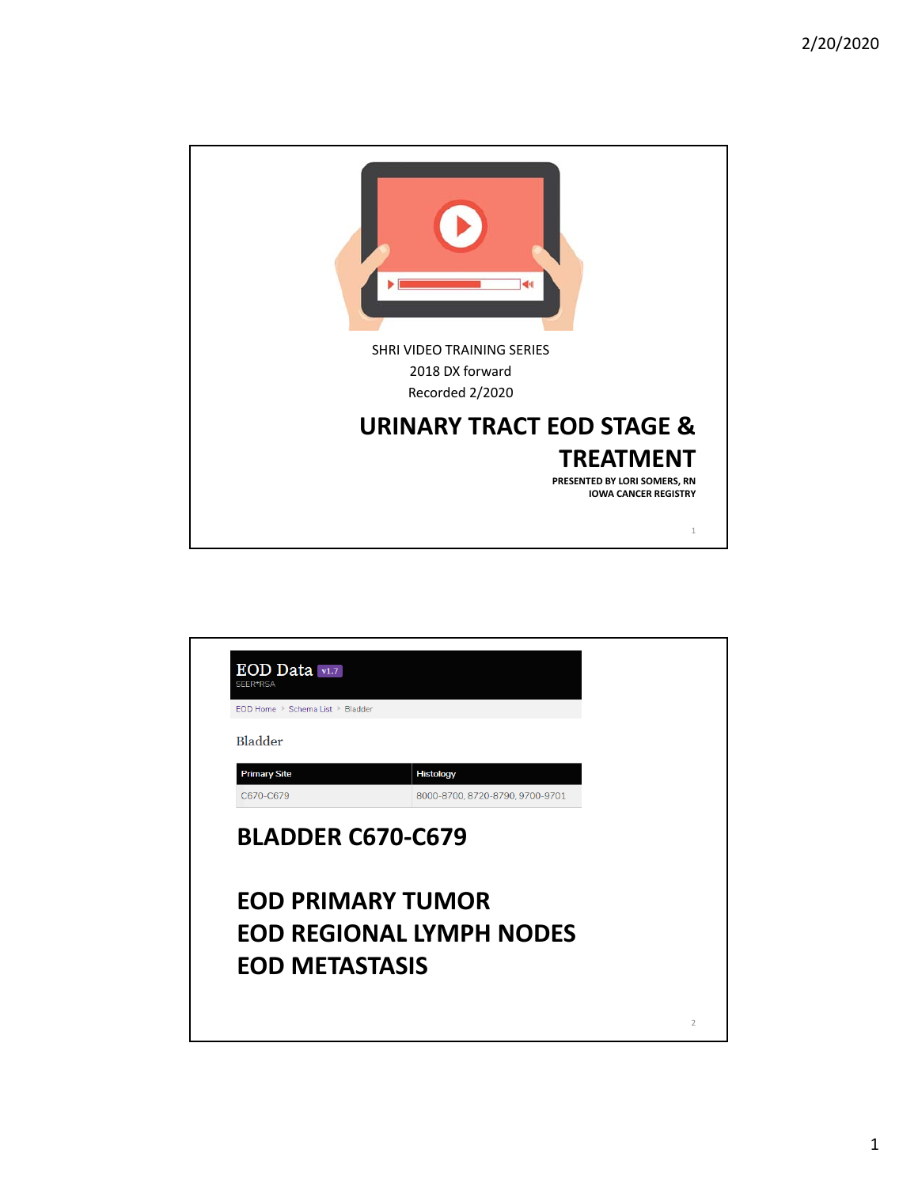SHRI VIDEO TRAINING SERIES

2018 DX forward

Recorded 2/2020

# URINARY TRACT EOD STAGE & TREATMENT

PRESENTED BY LORI SOMERS, RN

IOWA CANCER REGISTRY

---

EOD Data v1.7

SEER*RSA

EOD Home > Schema List > Bladder

Bladder

| Primary Site | Histology |
|---|---|
| C670-C679 | 8000-8700, 8720-8790, 9700-9701 |

# BLADDER C670-C679

## EOD PRIMARY TUMOR
## EOD REGIONAL LYMPH NODES
## EOD METASTASIS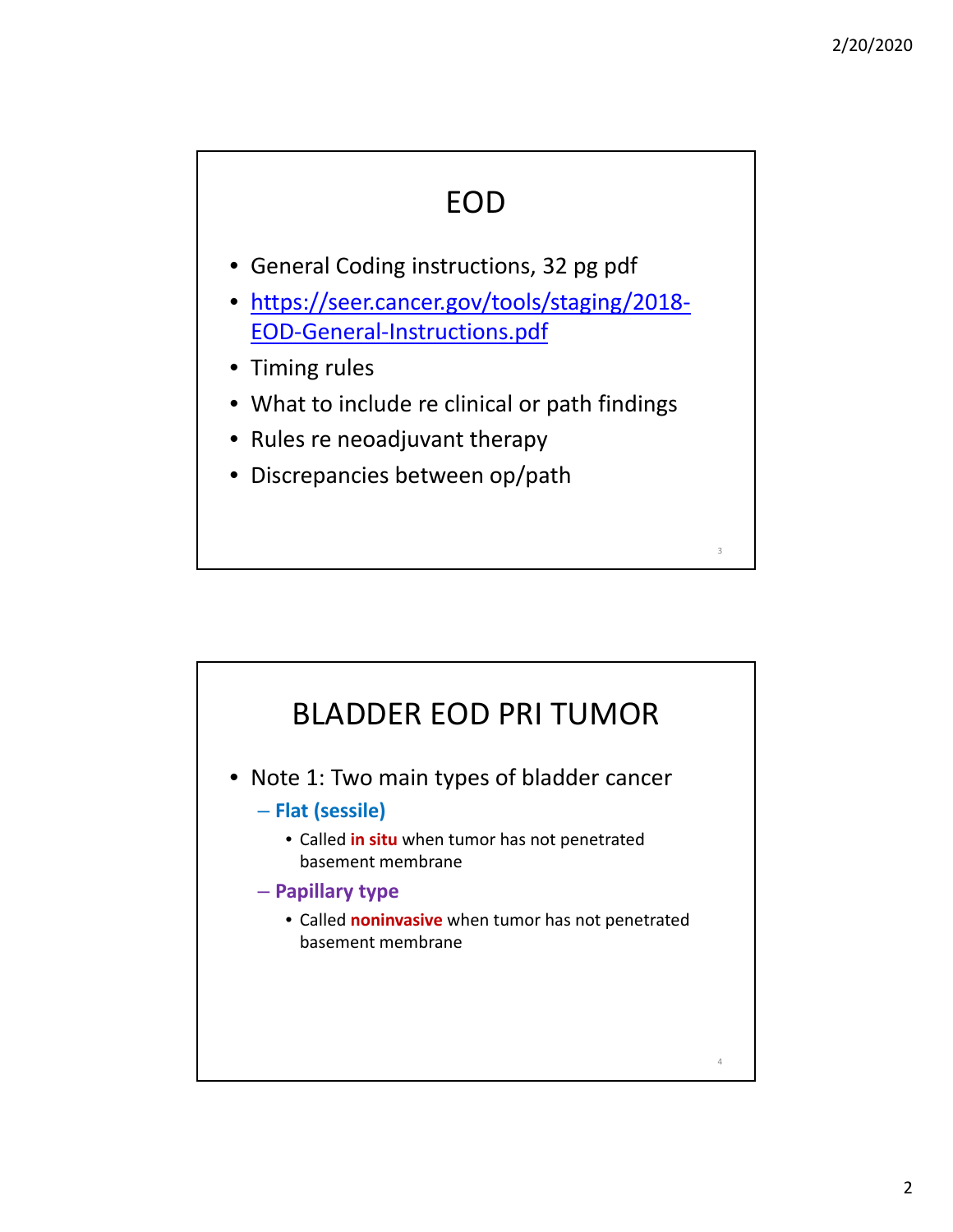## EOD

- General Coding instructions, 32 pg pdf
- [https://seer.cancer.gov/tools/staging/2018-EOD-General-Instructions.pdf](https://seer.cancer.gov/tools/staging/2018-EOD-General-Instructions.pdf)
- Timing rules
- What to include re clinical or path findings
- Rules re neoadjuvant therapy
- Discrepancies between op/path

## BLADDER EOD PRI TUMOR

- Note 1: Two main types of bladder cancer
  - **Flat (sessile)**
    - Called **in situ** when tumor has not penetrated basement membrane
  - **Papillary type**
    - Called **noninvasive** when tumor has not penetrated basement membrane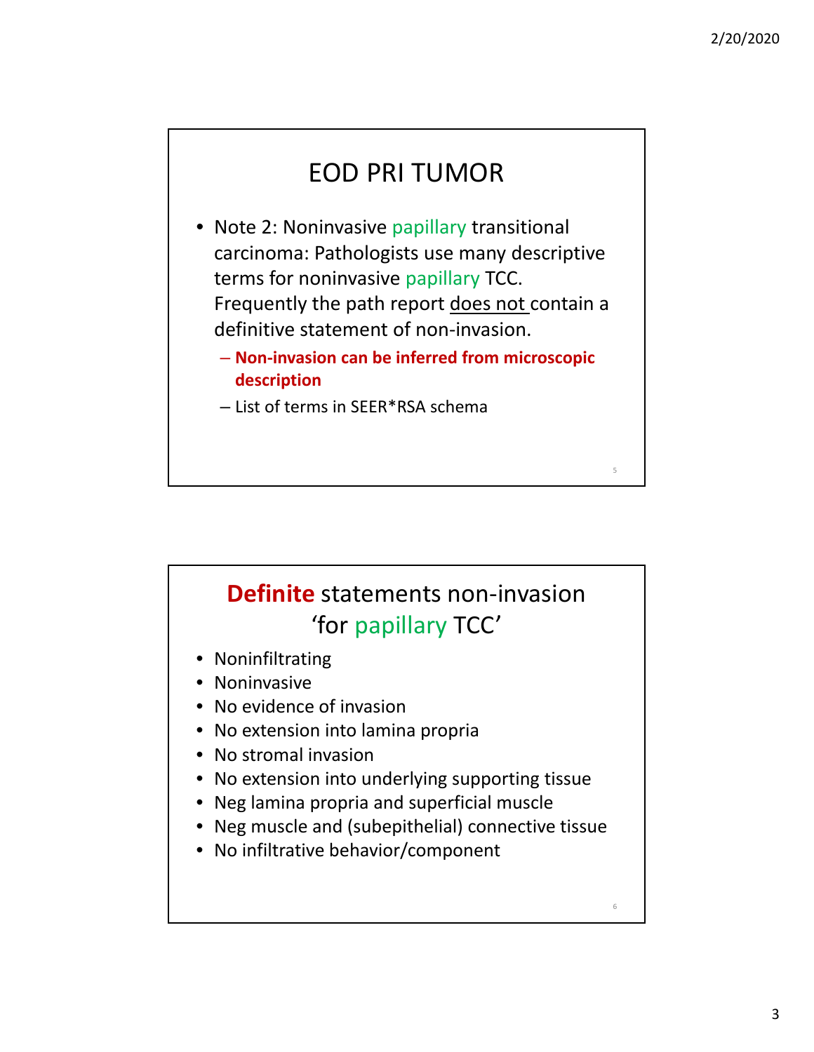# EOD PRI TUMOR

- Note 2: Noninvasive papillary transitional carcinoma: Pathologists use many descriptive terms for noninvasive papillary TCC. Frequently the path report does not contain a definitive statement of non-invasion.
  - **Non-invasion can be inferred from microscopic description**
  - List of terms in SEER*RSA schema

# **Definite** statements non-invasion 'for papillary TCC'

- Noninfiltrating
- Noninvasive
- No evidence of invasion
- No extension into lamina propria
- No stromal invasion
- No extension into underlying supporting tissue
- Neg lamina propria and superficial muscle
- Neg muscle and (subepithelial) connective tissue
- No infiltrative behavior/component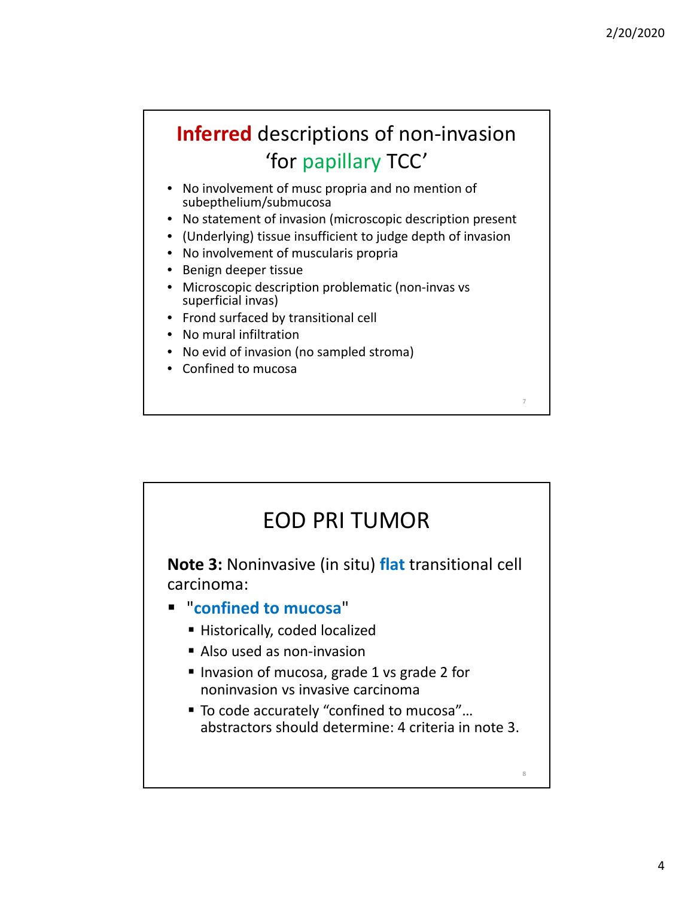## Inferred descriptions of non-invasion 'for papillary TCC'

- No involvement of musc propria and no mention of subepthelium/submucosa
- No statement of invasion (microscopic description present
- (Underlying) tissue insufficient to judge depth of invasion
- No involvement of muscularis propria
- Benign deeper tissue
- Microscopic description problematic (non-invas vs superficial invas)
- Frond surfaced by transitional cell
- No mural infiltration
- No evid of invasion (no sampled stroma)
- Confined to mucosa

## EOD PRI TUMOR

**Note 3:** Noninvasive (in situ) **flat** transitional cell carcinoma:

- "**confined to mucosa**"
  - Historically, coded localized
  - Also used as non-invasion
  - Invasion of mucosa, grade 1 vs grade 2 for noninvasion vs invasive carcinoma
  - To code accurately "confined to mucosa"… abstractors should determine: 4 criteria in note 3.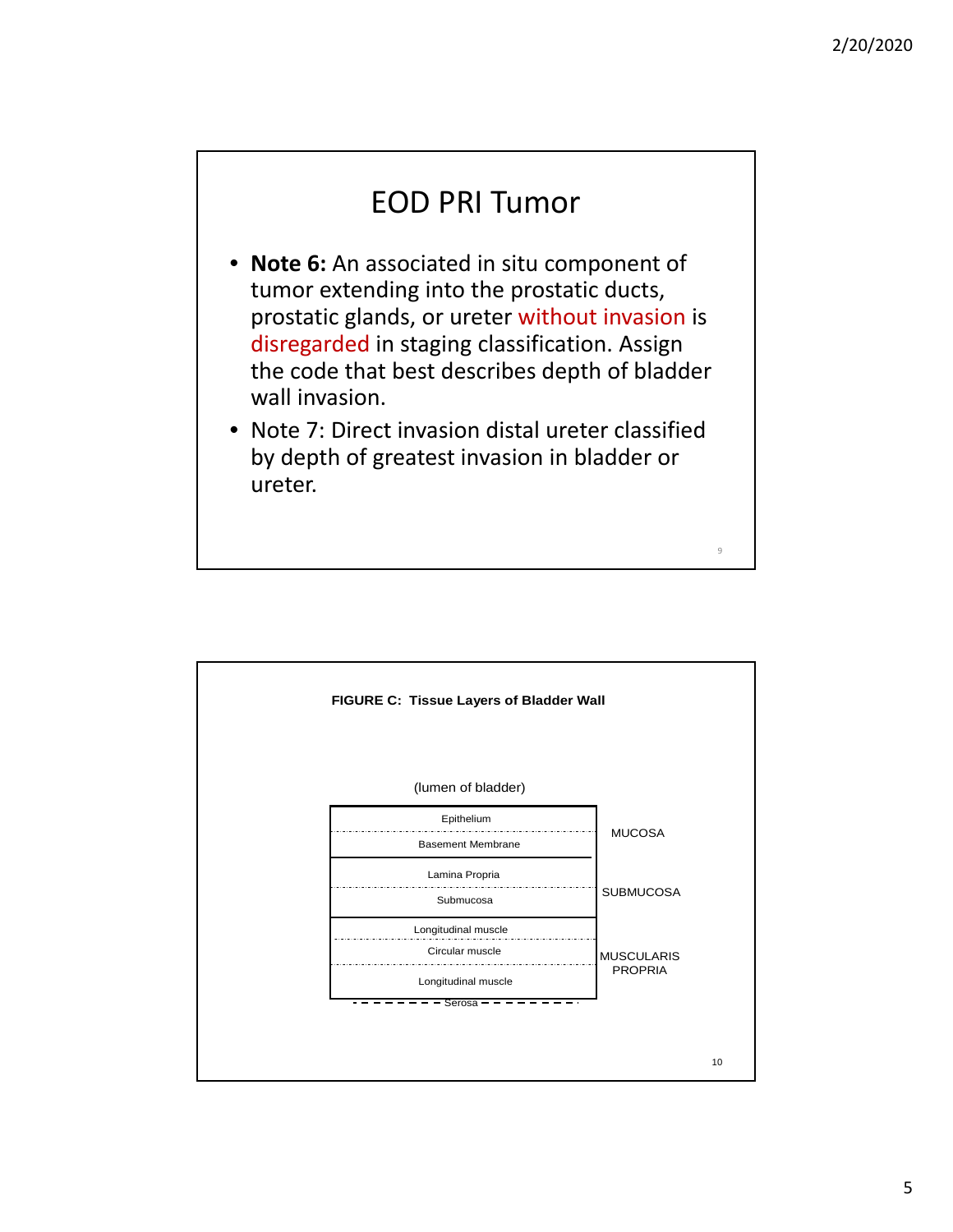# EOD PRI Tumor

- **Note 6:** An associated in situ component of tumor extending into the prostatic ducts, prostatic glands, or ureter without invasion is disregarded in staging classification. Assign the code that best describes depth of bladder wall invasion.
- Note 7: Direct invasion distal ureter classified by depth of greatest invasion in bladder or ureter.

**FIGURE C: Tissue Layers of Bladder Wall**

(lumen of bladder)

| Layer | Group |
|---|---|
| Epithelium | MUCOSA |
| Basement Membrane | |
| Lamina Propria | SUBMUCOSA |
| Submucosa | |
| Longitudinal muscle | MUSCULARIS PROPRIA |
| Circular muscle | |
| Longitudinal muscle | |
| Serosa | |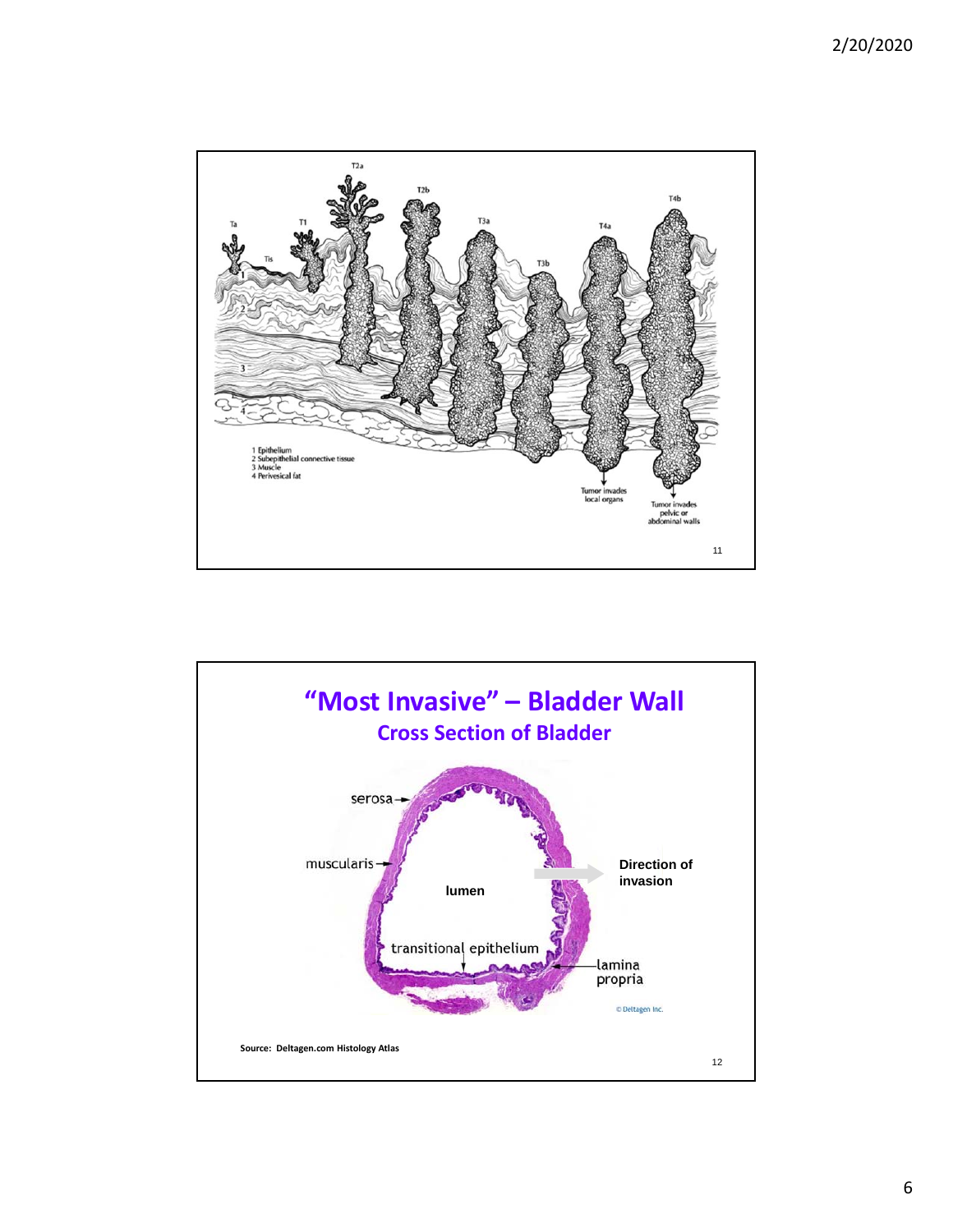Ta

T1

Tis

T2a

T2b

T3a

T3b

T4a

T4b

1 Epithelium
2 Subepithelial connective tissue
3 Muscle
4 Perivesical fat

Tumor invades local organs

Tumor invades pelvic or abdominal walls

## "Most Invasive" – Bladder Wall

### Cross Section of Bladder

serosa

muscularis

lumen

Direction of invasion

transitional epithelium

lamina propria

© Deltagen Inc.

Source: Deltagen.com Histology Atlas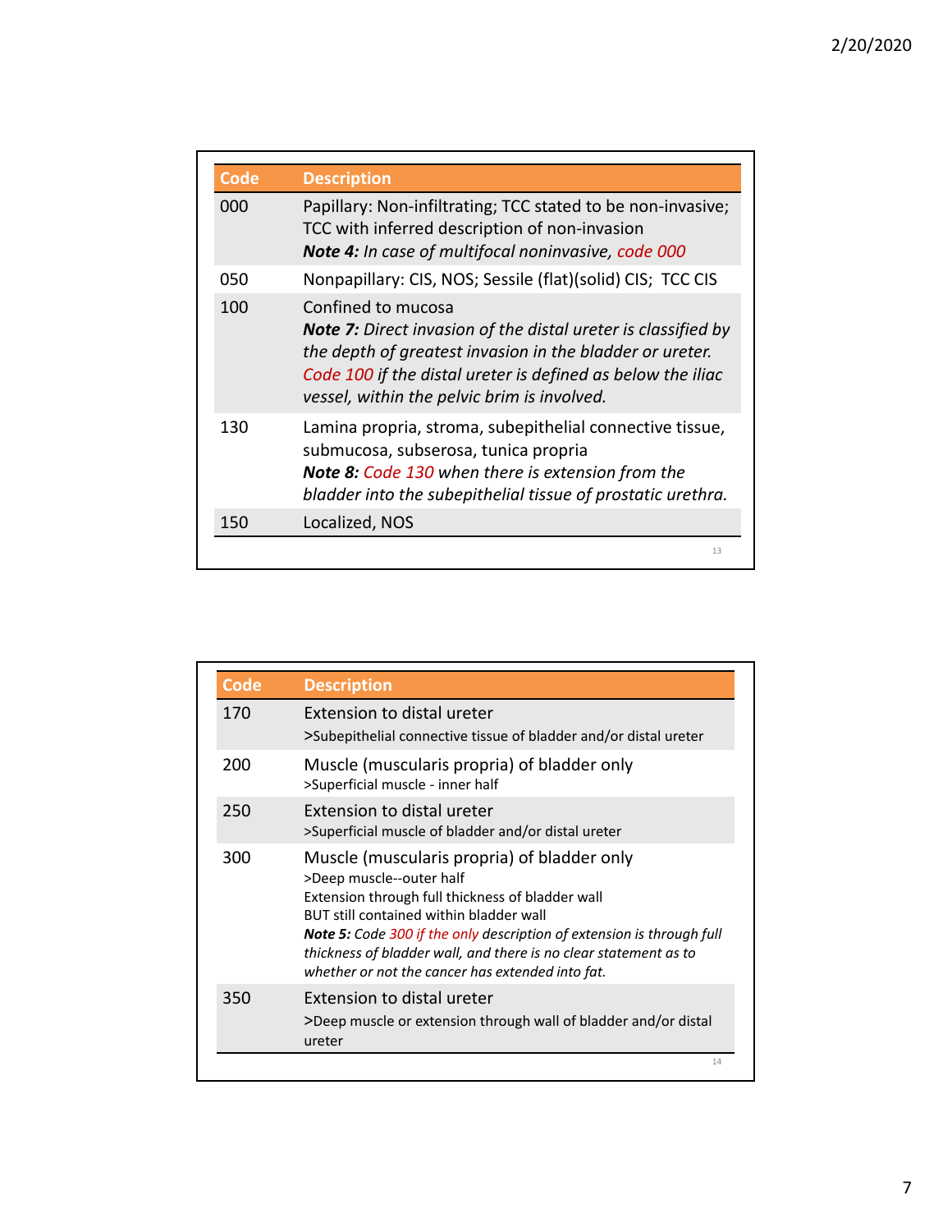| Code | Description |
| --- | --- |
| 000 | Papillary: Non-infiltrating; TCC stated to be non-invasive; TCC with inferred description of non-invasion<br>***Note 4:*** *In case of multifocal noninvasive, code 000* |
| 050 | Nonpapillary: CIS, NOS; Sessile (flat)(solid) CIS; TCC CIS |
| 100 | Confined to mucosa<br>***Note 7:*** *Direct invasion of the distal ureter is classified by the depth of greatest invasion in the bladder or ureter. Code 100 if the distal ureter is defined as below the iliac vessel, within the pelvic brim is involved.* |
| 130 | Lamina propria, stroma, subepithelial connective tissue, submucosa, subserosa, tunica propria<br>***Note 8:*** *Code 130 when there is extension from the bladder into the subepithelial tissue of prostatic urethra.* |
| 150 | Localized, NOS |

| Code | Description |
| --- | --- |
| 170 | Extension to distal ureter<br>>Subepithelial connective tissue of bladder and/or distal ureter |
| 200 | Muscle (muscularis propria) of bladder only<br>>Superficial muscle - inner half |
| 250 | Extension to distal ureter<br>>Superficial muscle of bladder and/or distal ureter |
| 300 | Muscle (muscularis propria) of bladder only<br>>Deep muscle--outer half<br>Extension through full thickness of bladder wall<br>BUT still contained within bladder wall<br>***Note 5:*** *Code 300 if the only description of extension is through full thickness of bladder wall, and there is no clear statement as to whether or not the cancer has extended into fat.* |
| 350 | Extension to distal ureter<br>>Deep muscle or extension through wall of bladder and/or distal ureter |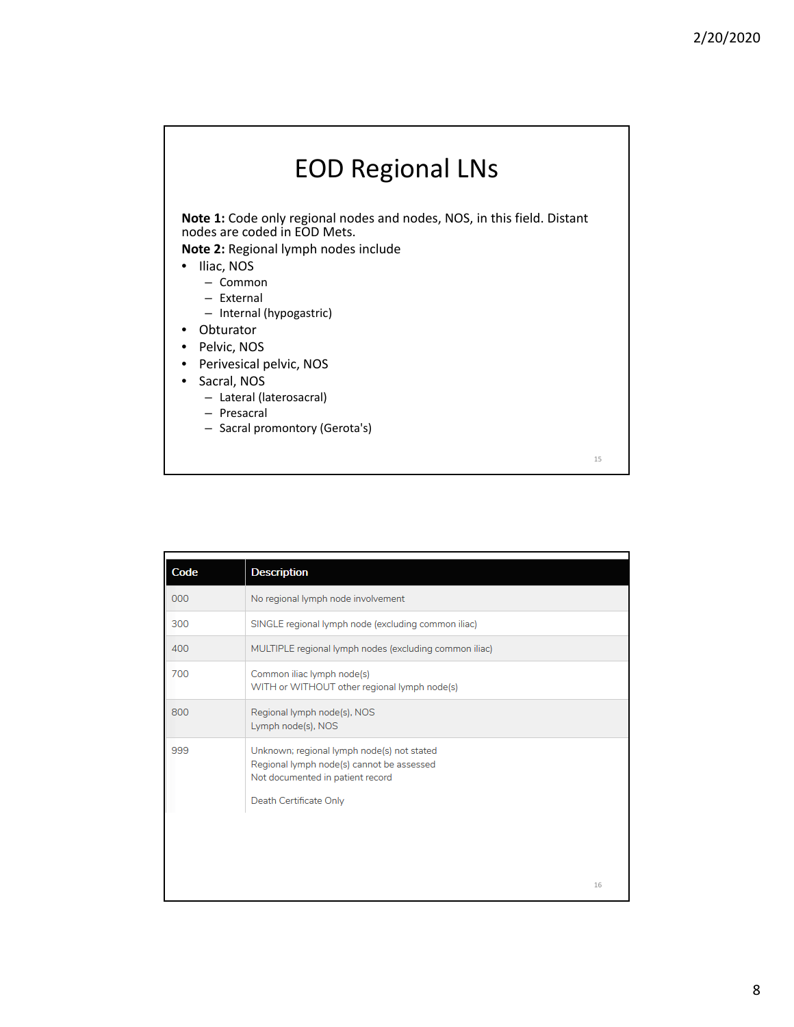# EOD Regional LNs

**Note 1:** Code only regional nodes and nodes, NOS, in this field. Distant nodes are coded in EOD Mets.

**Note 2:** Regional lymph nodes include

- Iliac, NOS
  - Common
  - External
  - Internal (hypogastric)
- Obturator
- Pelvic, NOS
- Perivesical pelvic, NOS
- Sacral, NOS
  - Lateral (laterosacral)
  - Presacral
  - Sacral promontory (Gerota's)

| Code | Description |
| --- | --- |
| 000 | No regional lymph node involvement |
| 300 | SINGLE regional lymph node (excluding common iliac) |
| 400 | MULTIPLE regional lymph nodes (excluding common iliac) |
| 700 | Common iliac lymph node(s)<br>WITH or WITHOUT other regional lymph node(s) |
| 800 | Regional lymph node(s), NOS<br>Lymph node(s), NOS |
| 999 | Unknown; regional lymph node(s) not stated<br>Regional lymph node(s) cannot be assessed<br>Not documented in patient record<br><br>Death Certificate Only |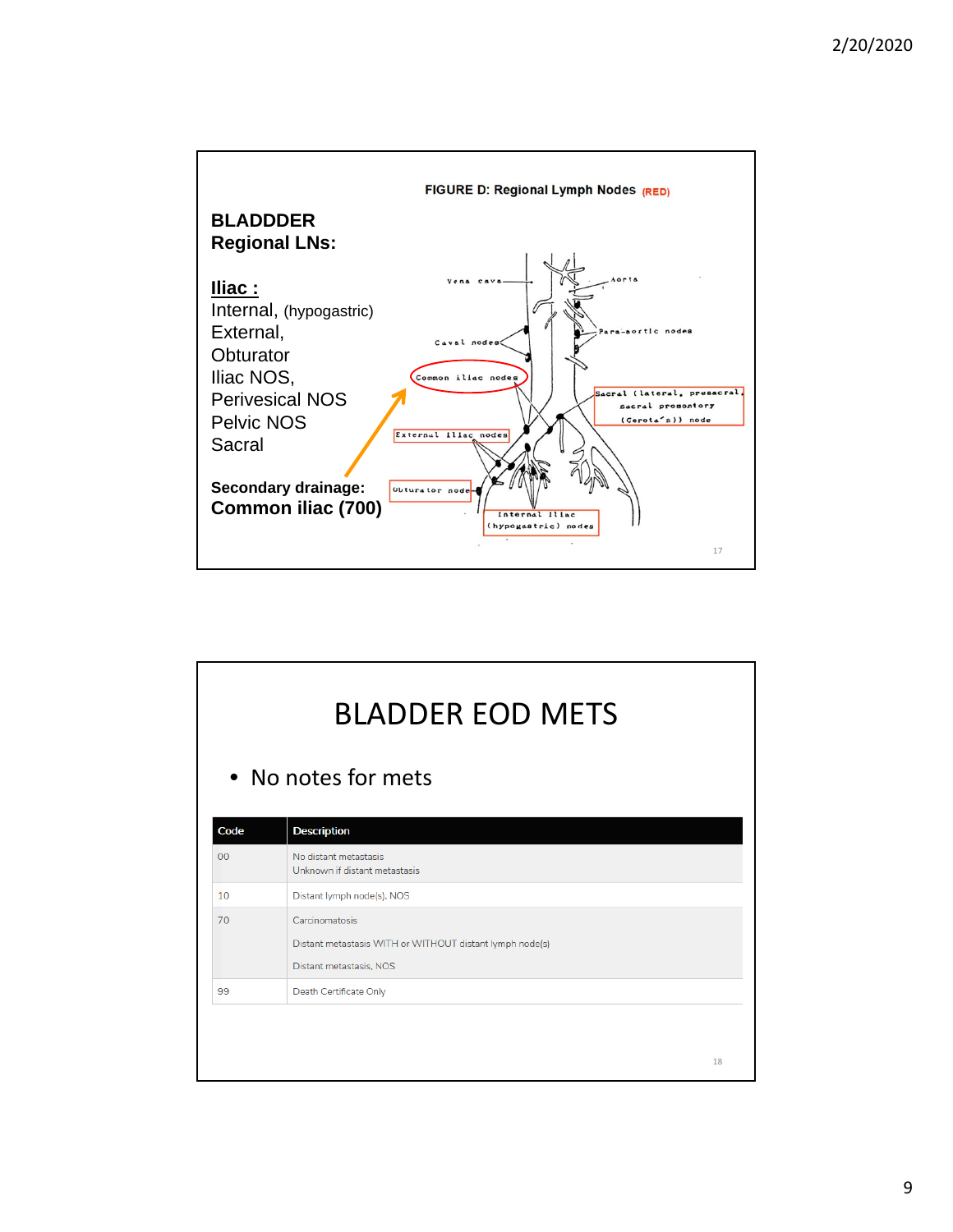**BLADDDER Regional LNs:**

**Iliac :**
Internal, (hypogastric)
External,
Obturator
Iliac NOS,
Perivesical NOS
Pelvic NOS
Sacral

**Secondary drainage:**
**Common iliac (700)**

FIGURE D: Regional Lymph Nodes (RED)

Vena cava
Aorta
Caval nodes
Para-aortic nodes
Common iliac nodes
Sacral (lateral, presacral, sacral promontory (Gerota's)) node
External iliac nodes
Obturator node
Internal iliac (hypogastric) nodes

# BLADDER EOD METS

- No notes for mets

| Code | Description |
| --- | --- |
| 00 | No distant metastasis<br>Unknown if distant metastasis |
| 10 | Distant lymph node(s), NOS |
| 70 | Carcinomatosis<br>Distant metastasis WITH or WITHOUT distant lymph node(s)<br>Distant metastasis, NOS |
| 99 | Death Certificate Only |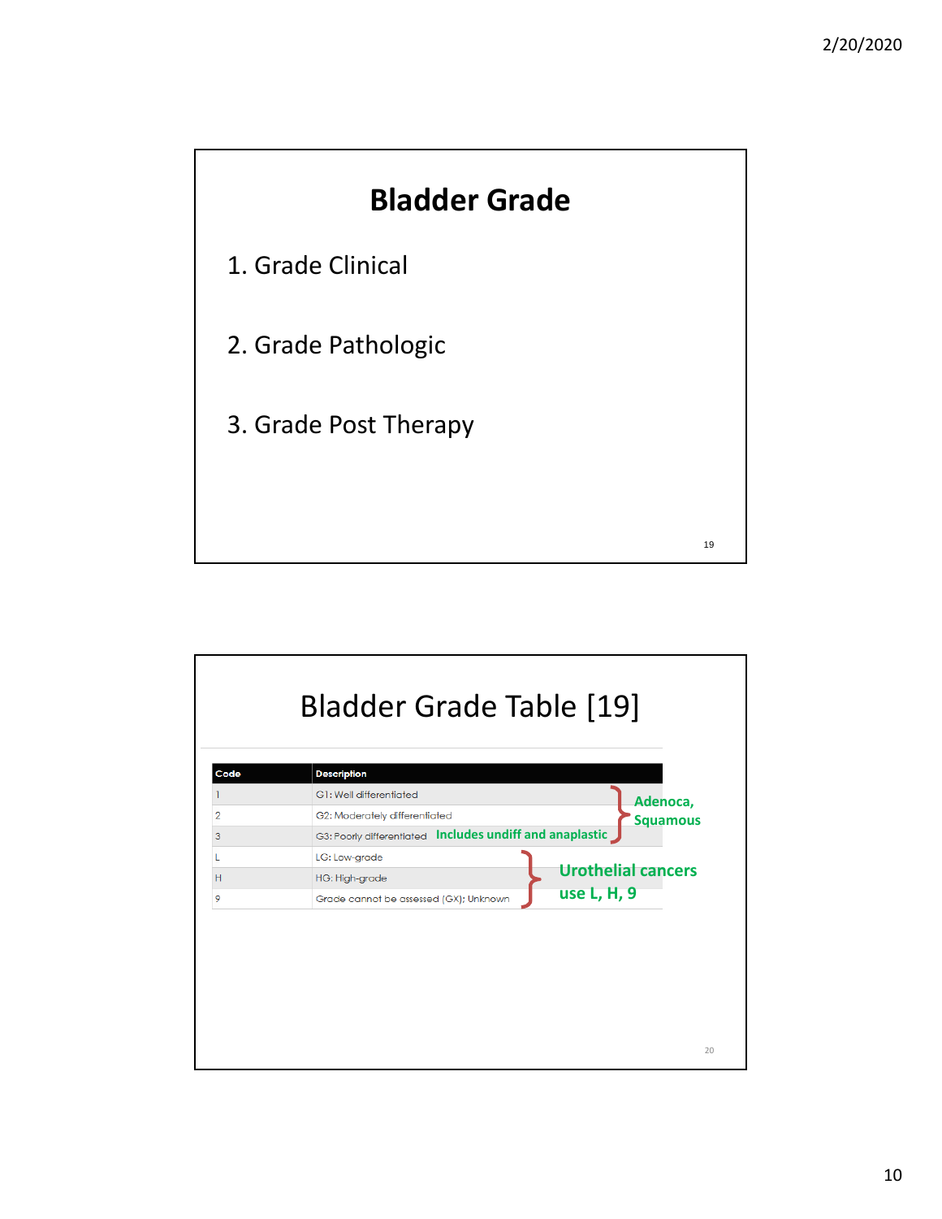## Bladder Grade

1. Grade Clinical

2. Grade Pathologic

3. Grade Post Therapy

## Bladder Grade Table [19]

| Code | Description |
|---|---|
| 1 | G1: Well differentiated |
| 2 | G2: Moderately differentiated |
| 3 | G3: Poorly differentiated **Includes undiff and anaplastic** |
| L | LG: Low-grade |
| H | HG: High-grade |
| 9 | Grade cannot be assessed (GX); Unknown |

**Adenoca, Squamous** (codes 1, 2, 3)

**Urothelial cancers use L, H, 9**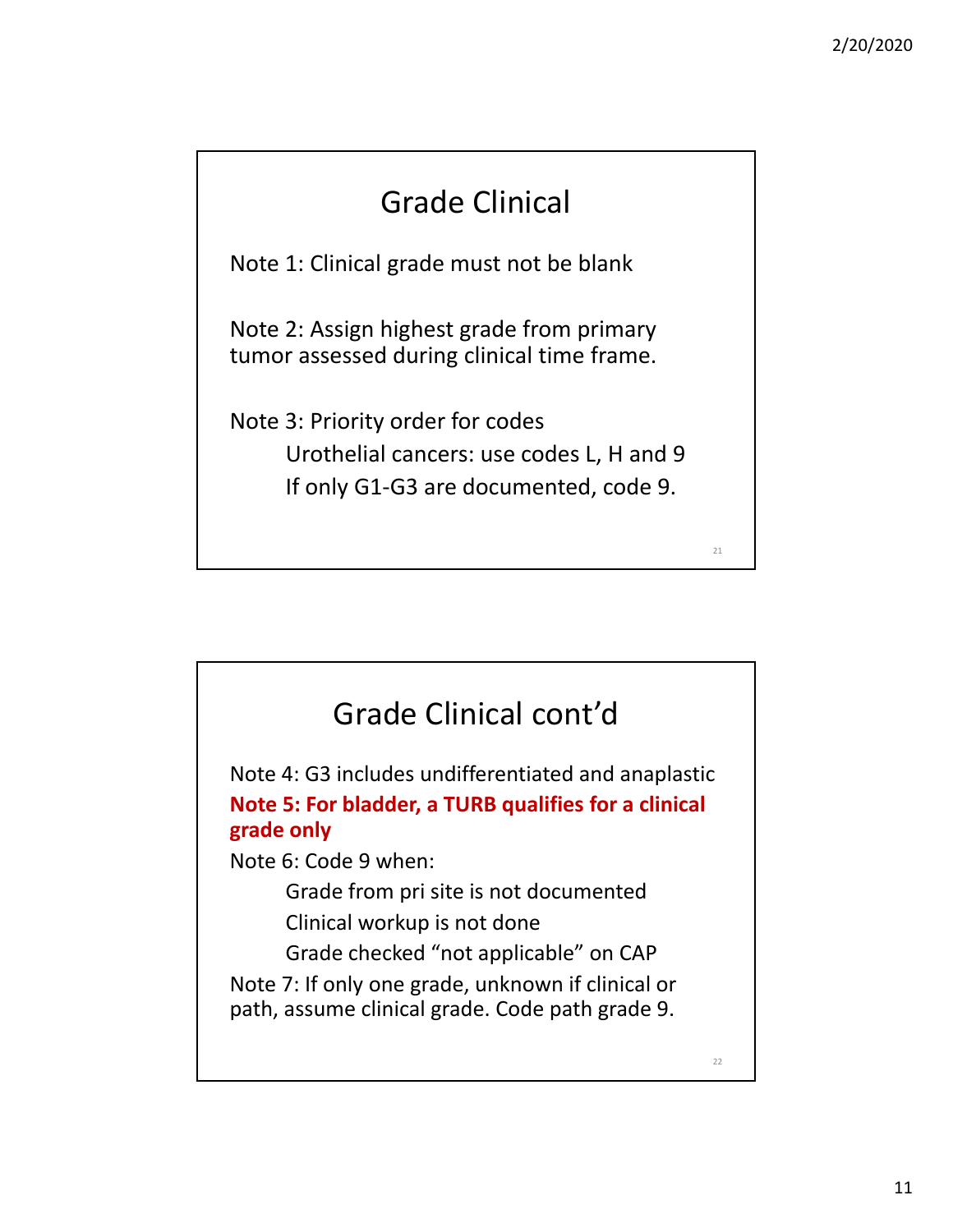## Grade Clinical

Note 1: Clinical grade must not be blank

Note 2: Assign highest grade from primary tumor assessed during clinical time frame.

Note 3: Priority order for codes

- Urothelial cancers: use codes L, H and 9
- If only G1-G3 are documented, code 9.

## Grade Clinical cont'd

Note 4: G3 includes undifferentiated and anaplastic

**Note 5: For bladder, a TURB qualifies for a clinical grade only**

Note 6: Code 9 when:

- Grade from pri site is not documented
- Clinical workup is not done
- Grade checked "not applicable" on CAP

Note 7: If only one grade, unknown if clinical or path, assume clinical grade. Code path grade 9.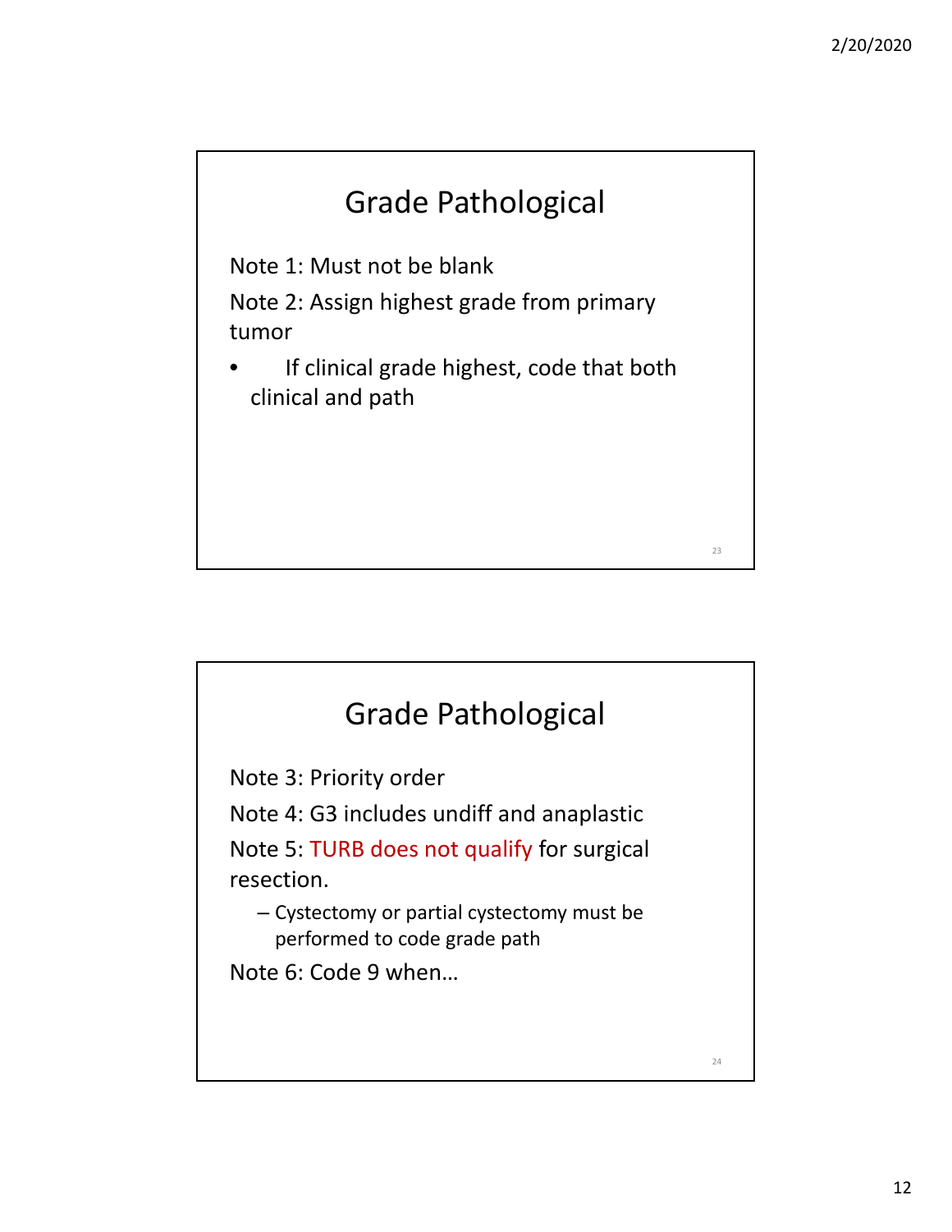## Grade Pathological

Note 1: Must not be blank

Note 2: Assign highest grade from primary tumor

- If clinical grade highest, code that both clinical and path

## Grade Pathological

Note 3: Priority order

Note 4: G3 includes undiff and anaplastic

Note 5: TURB does not qualify for surgical resection.

- Cystectomy or partial cystectomy must be performed to code grade path

Note 6: Code 9 when…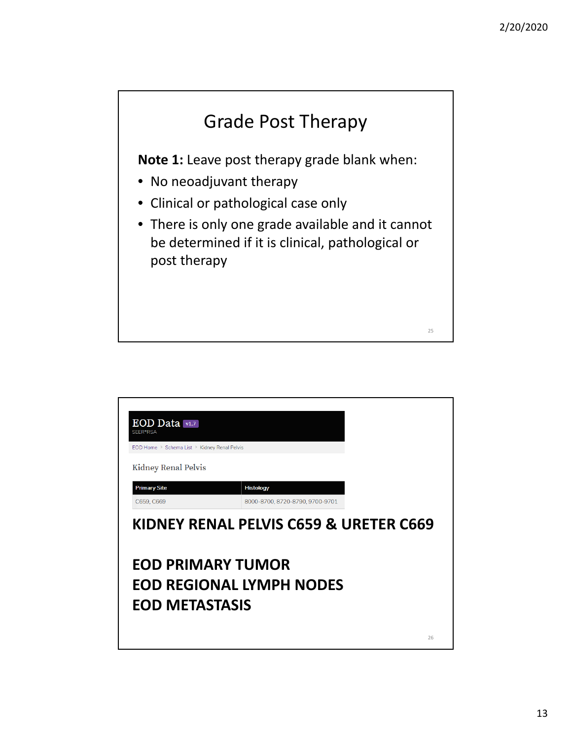## Grade Post Therapy

**Note 1:** Leave post therapy grade blank when:

- No neoadjuvant therapy
- Clinical or pathological case only
- There is only one grade available and it cannot be determined if it is clinical, pathological or post therapy

EOD Data v1.7
SEER*RSA

EOD Home › Schema List › Kidney Renal Pelvis

Kidney Renal Pelvis

| Primary Site | Histology |
|---|---|
| C659, C669 | 8000-8700, 8720-8790, 9700-9701 |

**KIDNEY RENAL PELVIS C659 & URETER C669**

**EOD PRIMARY TUMOR**
**EOD REGIONAL LYMPH NODES**
**EOD METASTASIS**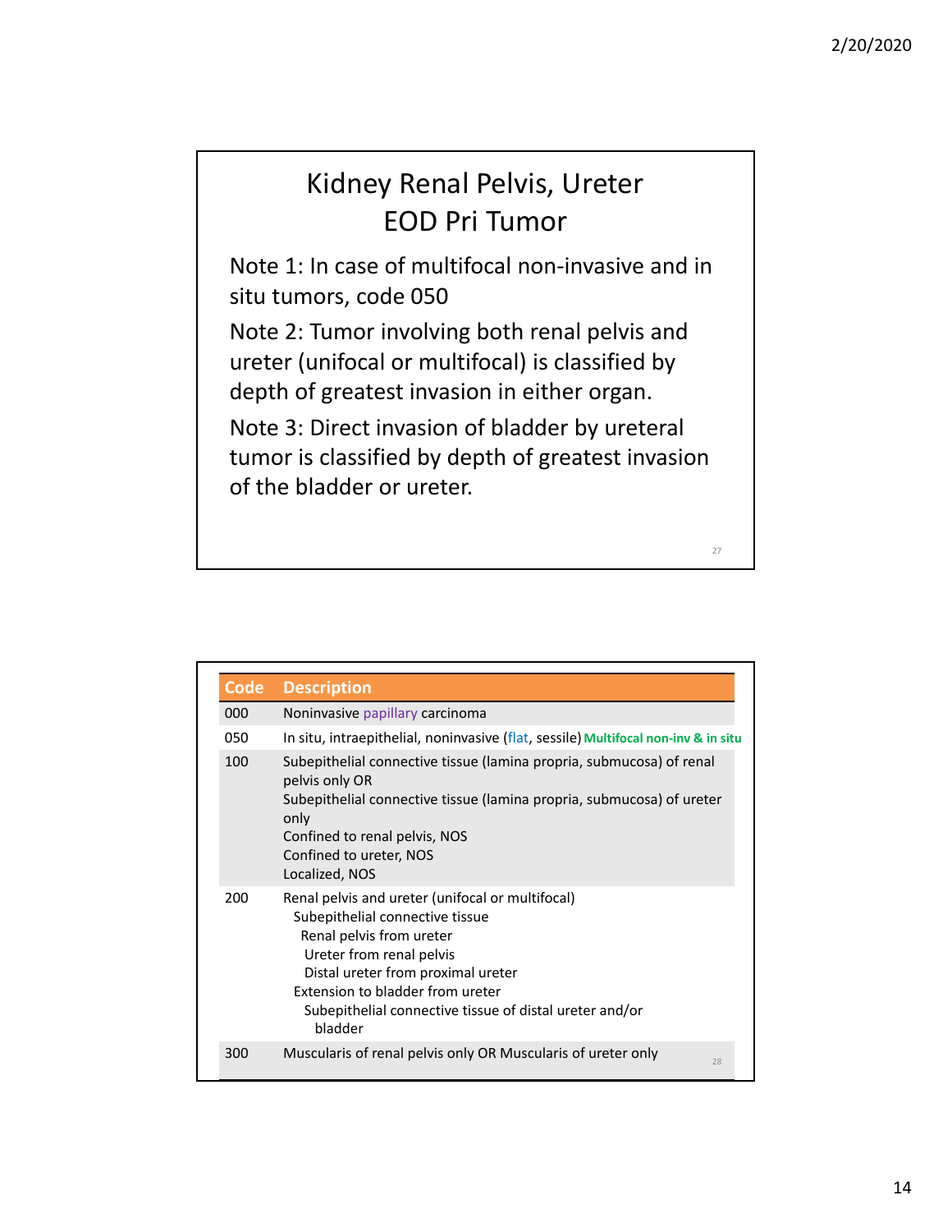## Kidney Renal Pelvis, Ureter EOD Pri Tumor

Note 1: In case of multifocal non-invasive and in situ tumors, code 050

Note 2: Tumor involving both renal pelvis and ureter (unifocal or multifocal) is classified by depth of greatest invasion in either organ.

Note 3: Direct invasion of bladder by ureteral tumor is classified by depth of greatest invasion of the bladder or ureter.

| Code | Description |
|---|---|
| 000 | Noninvasive papillary carcinoma |
| 050 | In situ, intraepithelial, noninvasive (flat, sessile) **Multifocal non-inv & in situ** |
| 100 | Subepithelial connective tissue (lamina propria, submucosa) of renal pelvis only OR<br>Subepithelial connective tissue (lamina propria, submucosa) of ureter only<br>Confined to renal pelvis, NOS<br>Confined to ureter, NOS<br>Localized, NOS |
| 200 | Renal pelvis and ureter (unifocal or multifocal)<br>Subepithelial connective tissue<br>Renal pelvis from ureter<br>Ureter from renal pelvis<br>Distal ureter from proximal ureter<br>Extension to bladder from ureter<br>Subepithelial connective tissue of distal ureter and/or bladder |
| 300 | Muscularis of renal pelvis only OR Muscularis of ureter only |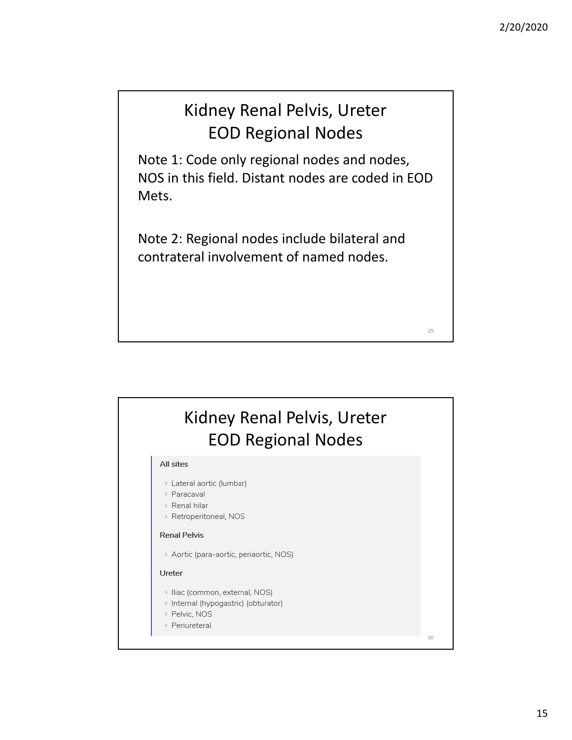## Kidney Renal Pelvis, Ureter EOD Regional Nodes

Note 1: Code only regional nodes and nodes, NOS in this field. Distant nodes are coded in EOD Mets.

Note 2: Regional nodes include bilateral and contrateral involvement of named nodes.

## Kidney Renal Pelvis, Ureter EOD Regional Nodes

**All sites**

- Lateral aortic (lumbar)
- Paracaval
- Renal hilar
- Retroperitoneal, NOS

**Renal Pelvis**

- Aortic (para-aortic, periaortic, NOS)

**Ureter**

- Iliac (common, external, NOS)
- Internal (hypogastric) (obturator)
- Pelvic, NOS
- Periureteral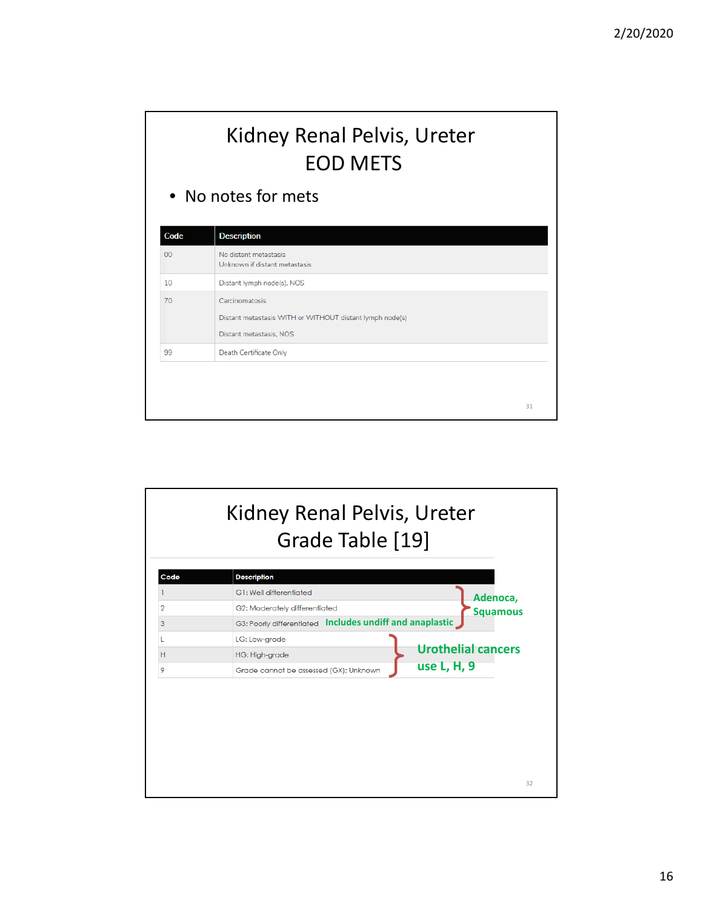## Kidney Renal Pelvis, Ureter EOD METS

- No notes for mets

| Code | Description |
|---|---|
| 00 | No distant metastasis<br>Unknown if distant metastasis |
| 10 | Distant lymph node(s), NOS |
| 70 | Carcinomatosis<br>Distant metastasis WITH or WITHOUT distant lymph node(s)<br>Distant metastasis, NOS |
| 99 | Death Certificate Only |

## Kidney Renal Pelvis, Ureter Grade Table [19]

| Code | Description | Notes |
|---|---|---|
| 1 | G1: Well differentiated | Adenoca, Squamous |
| 2 | G2: Moderately differentiated | Adenoca, Squamous |
| 3 | G3: Poorly differentiated **Includes undiff and anaplastic** | Adenoca, Squamous |
| L | LG: Low-grade | Urothelial cancers use L, H, 9 |
| H | HG: High-grade | Urothelial cancers use L, H, 9 |
| 9 | Grade cannot be assessed (GX); Unknown | Urothelial cancers use L, H, 9 |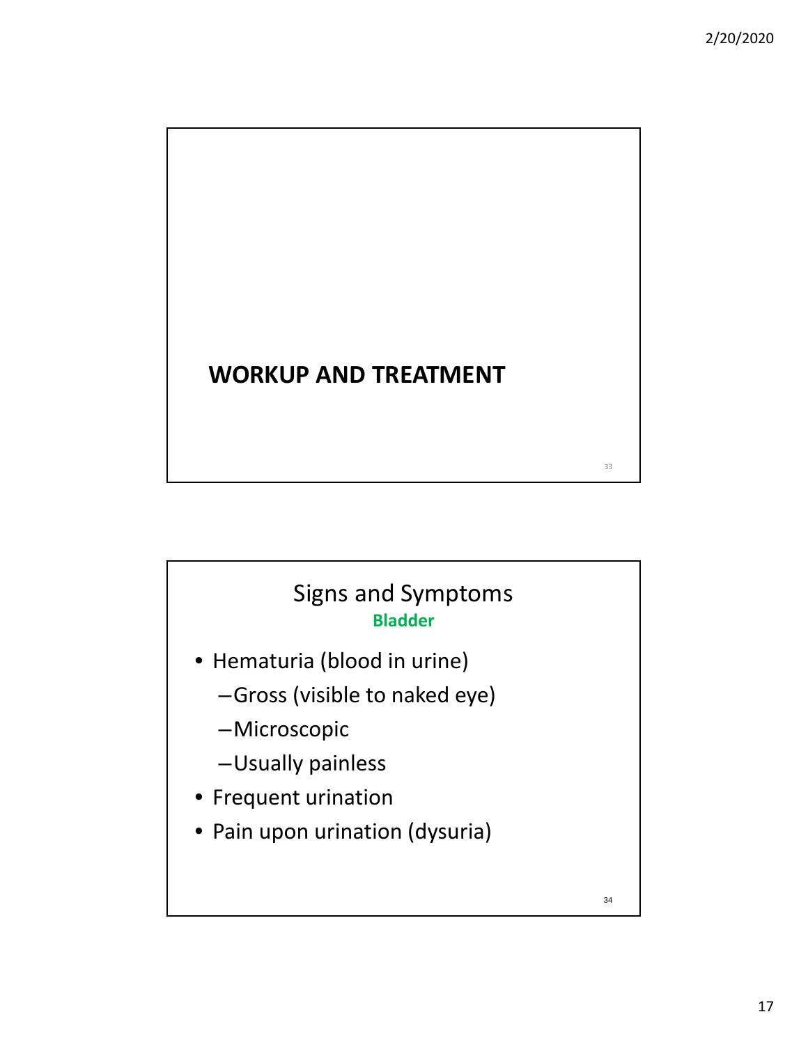## WORKUP AND TREATMENT

## Signs and Symptoms

**Bladder**

- Hematuria (blood in urine)
  - Gross (visible to naked eye)
  - Microscopic
  - Usually painless
- Frequent urination
- Pain upon urination (dysuria)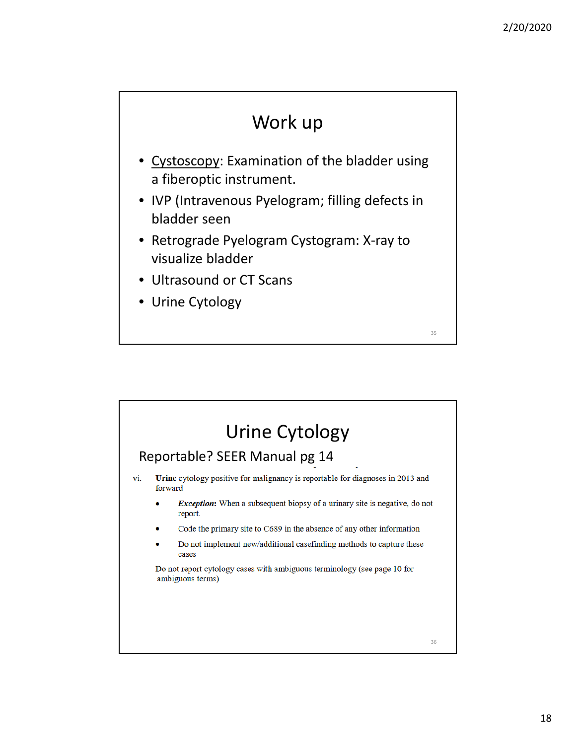# Work up

- Cystoscopy: Examination of the bladder using a fiberoptic instrument.
- IVP (Intravenous Pyelogram; filling defects in bladder seen
- Retrograde Pyelogram Cystogram: X-ray to visualize bladder
- Ultrasound or CT Scans
- Urine Cytology

# Urine Cytology

## Reportable? SEER Manual pg 14

vi. **Urine** cytology positive for malignancy is reportable for diagnoses in 2013 and forward

- ***Exception*:** When a subsequent biopsy of a urinary site is negative, do not report.
- Code the primary site to C689 in the absence of any other information
- Do not implement new/additional casefinding methods to capture these cases

Do not report cytology cases with ambiguous terminology (see page 10 for ambiguous terms)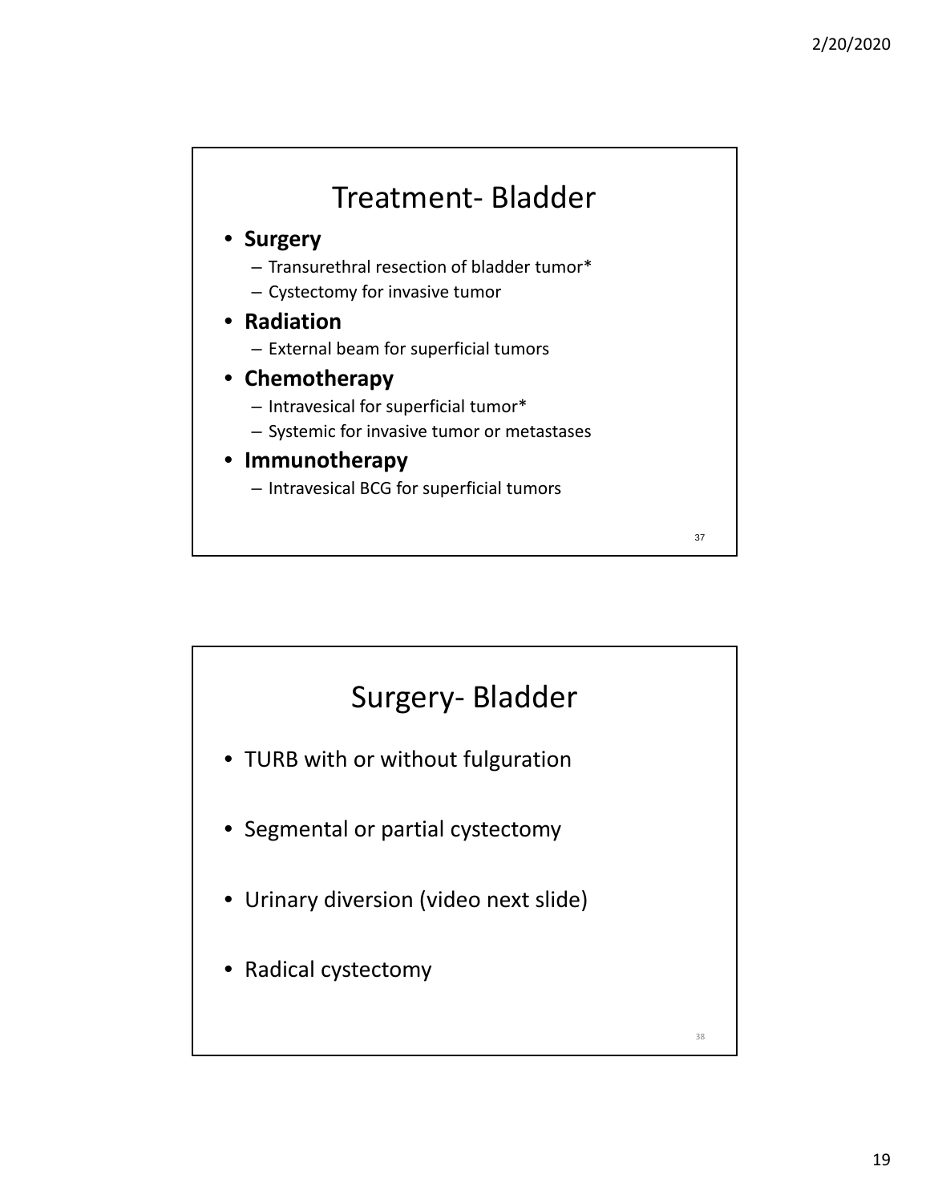## Treatment- Bladder

- **Surgery**
  - Transurethral resection of bladder tumor*
  - Cystectomy for invasive tumor
- **Radiation**
  - External beam for superficial tumors
- **Chemotherapy**
  - Intravesical for superficial tumor*
  - Systemic for invasive tumor or metastases
- **Immunotherapy**
  - Intravesical BCG for superficial tumors

## Surgery- Bladder

- TURB with or without fulguration
- Segmental or partial cystectomy
- Urinary diversion (video next slide)
- Radical cystectomy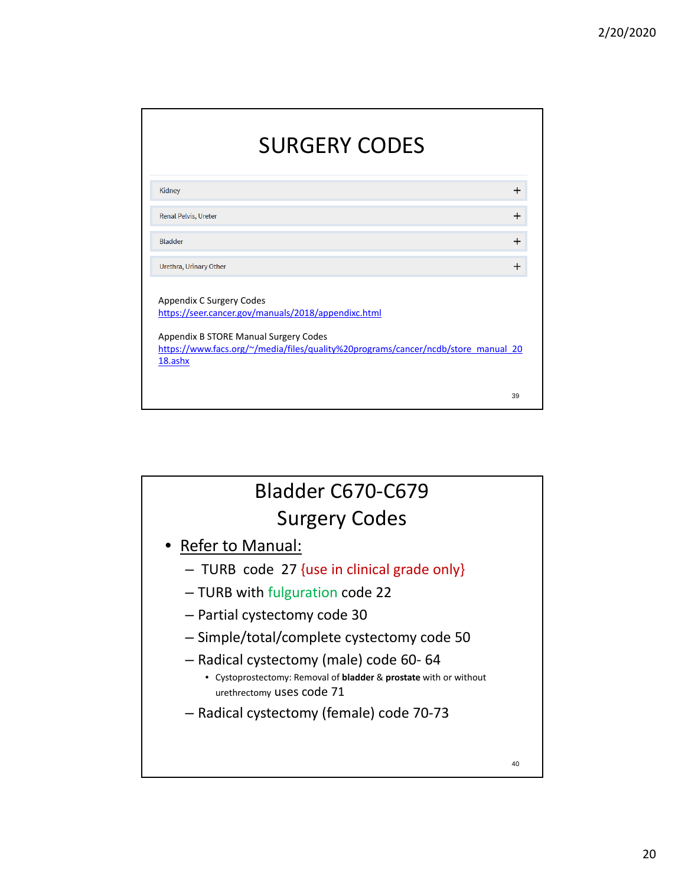# SURGERY CODES

- Kidney +
- Renal Pelvis, Ureter +
- Bladder +
- Urethra, Urinary Other +

Appendix C Surgery Codes
https://seer.cancer.gov/manuals/2018/appendixc.html

Appendix B STORE Manual Surgery Codes
https://www.facs.org/~/media/files/quality%20programs/cancer/ncdb/store_manual_2018.ashx

# Bladder C670-C679 Surgery Codes

- Refer to Manual:
  - TURB code 27 {use in clinical grade only}
  - TURB with fulguration code 22
  - Partial cystectomy code 30
  - Simple/total/complete cystectomy code 50
  - Radical cystectomy (male) code 60- 64
    - Cystoprostectomy: Removal of **bladder** & **prostate** with or without urethrectomy uses code 71
  - Radical cystectomy (female) code 70-73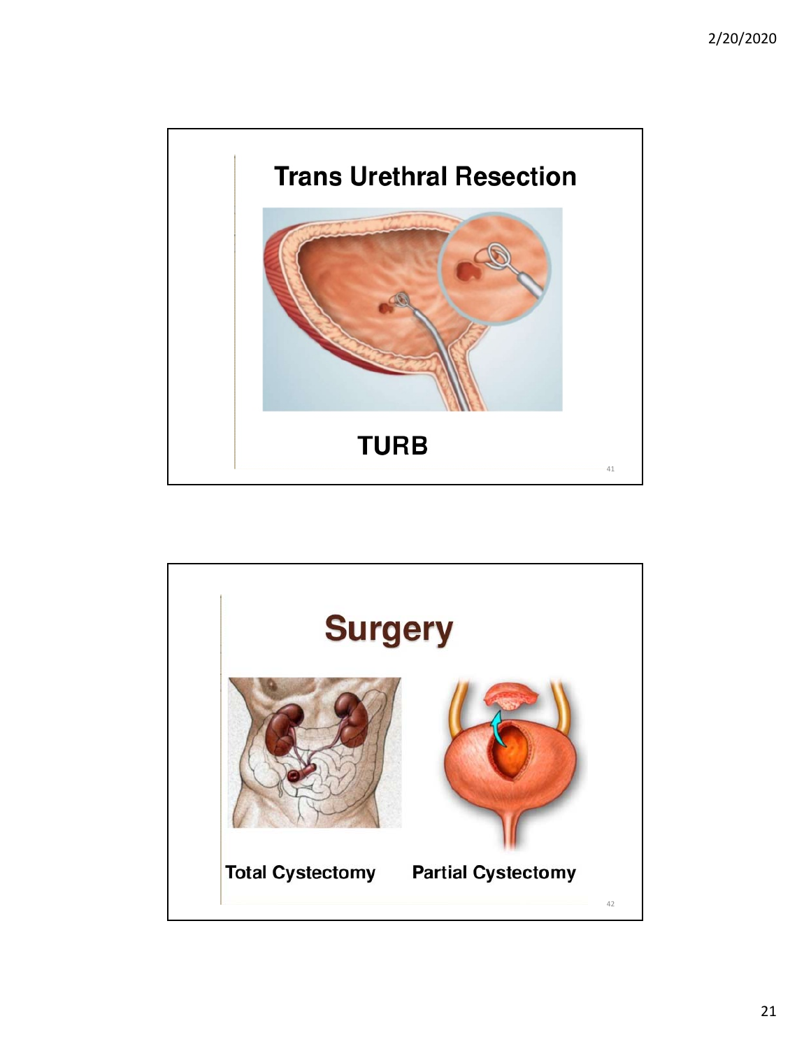## Trans Urethral Resection

TURB

## Surgery

Total Cystectomy

Partial Cystectomy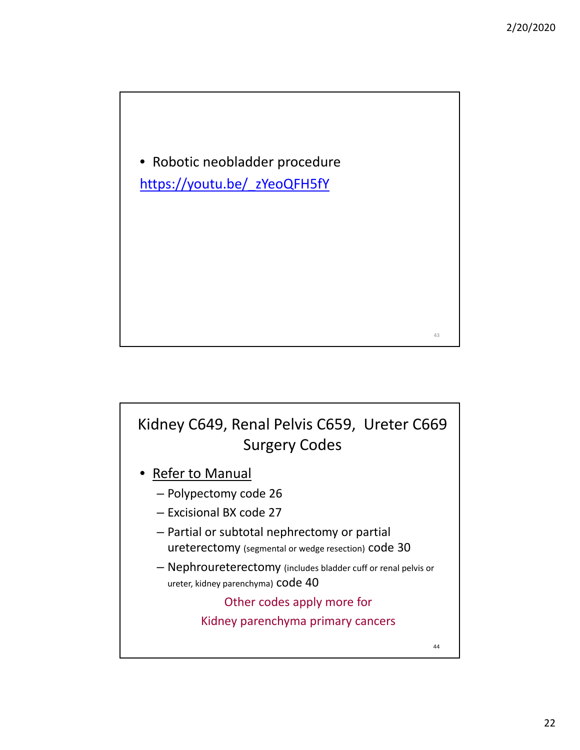- Robotic neobladder procedure

https://youtu.be/_zYeoQFH5fY

## Kidney C649, Renal Pelvis C659, Ureter C669 Surgery Codes

- Refer to Manual
  - Polypectomy code 26
  - Excisional BX code 27
  - Partial or subtotal nephrectomy or partial ureterectomy (segmental or wedge resection) code 30
  - Nephroureterectomy (includes bladder cuff or renal pelvis or ureter, kidney parenchyma) code 40

Other codes apply more for Kidney parenchyma primary cancers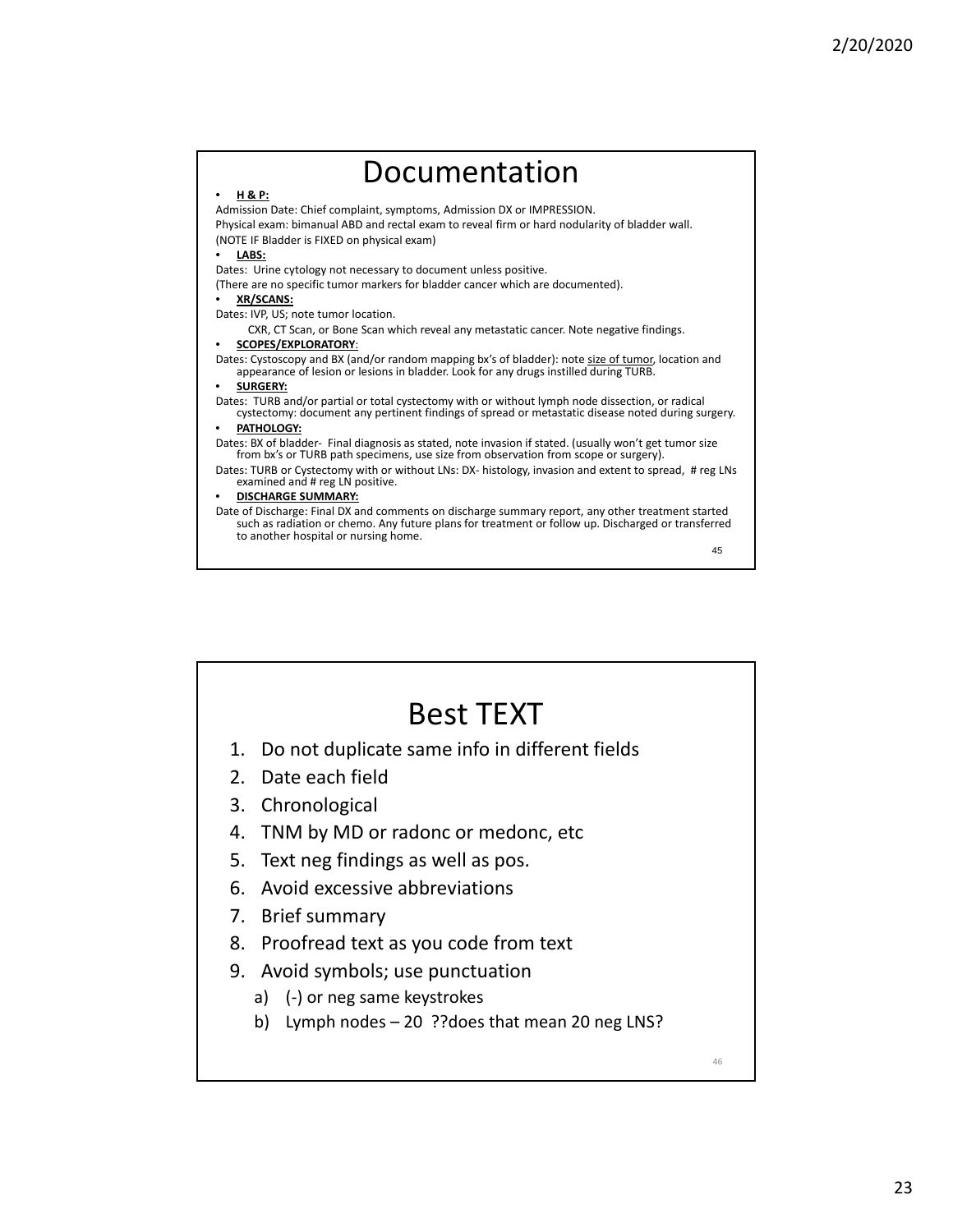# Documentation

- **H & P:**

Admission Date: Chief complaint, symptoms, Admission DX or IMPRESSION.
Physical exam: bimanual ABD and rectal exam to reveal firm or hard nodularity of bladder wall.
(NOTE IF Bladder is FIXED on physical exam)

- **LABS:**

Dates: Urine cytology not necessary to document unless positive.
(There are no specific tumor markers for bladder cancer which are documented).

- **XR/SCANS:**

Dates: IVP, US; note tumor location.
CXR, CT Scan, or Bone Scan which reveal any metastatic cancer. Note negative findings.

- **SCOPES/EXPLORATORY**:

Dates: Cystoscopy and BX (and/or random mapping bx's of bladder): note size of tumor, location and appearance of lesion or lesions in bladder. Look for any drugs instilled during TURB.

- **SURGERY:**

Dates: TURB and/or partial or total cystectomy with or without lymph node dissection, or radical cystectomy: document any pertinent findings of spread or metastatic disease noted during surgery.

- **PATHOLOGY:**

Dates: BX of bladder- Final diagnosis as stated, note invasion if stated. (usually won't get tumor size from bx's or TURB path specimens, use size from observation from scope or surgery).
Dates: TURB or Cystectomy with or without LNs: DX- histology, invasion and extent to spread, # reg LNs examined and # reg LN positive.

- **DISCHARGE SUMMARY:**

Date of Discharge: Final DX and comments on discharge summary report, any other treatment started such as radiation or chemo. Any future plans for treatment or follow up. Discharged or transferred to another hospital or nursing home.

# Best TEXT

1. Do not duplicate same info in different fields
2. Date each field
3. Chronological
4. TNM by MD or radonc or medonc, etc
5. Text neg findings as well as pos.
6. Avoid excessive abbreviations
7. Brief summary
8. Proofread text as you code from text
9. Avoid symbols; use punctuation
   a) (-) or neg same keystrokes
   b) Lymph nodes – 20 ??does that mean 20 neg LNS?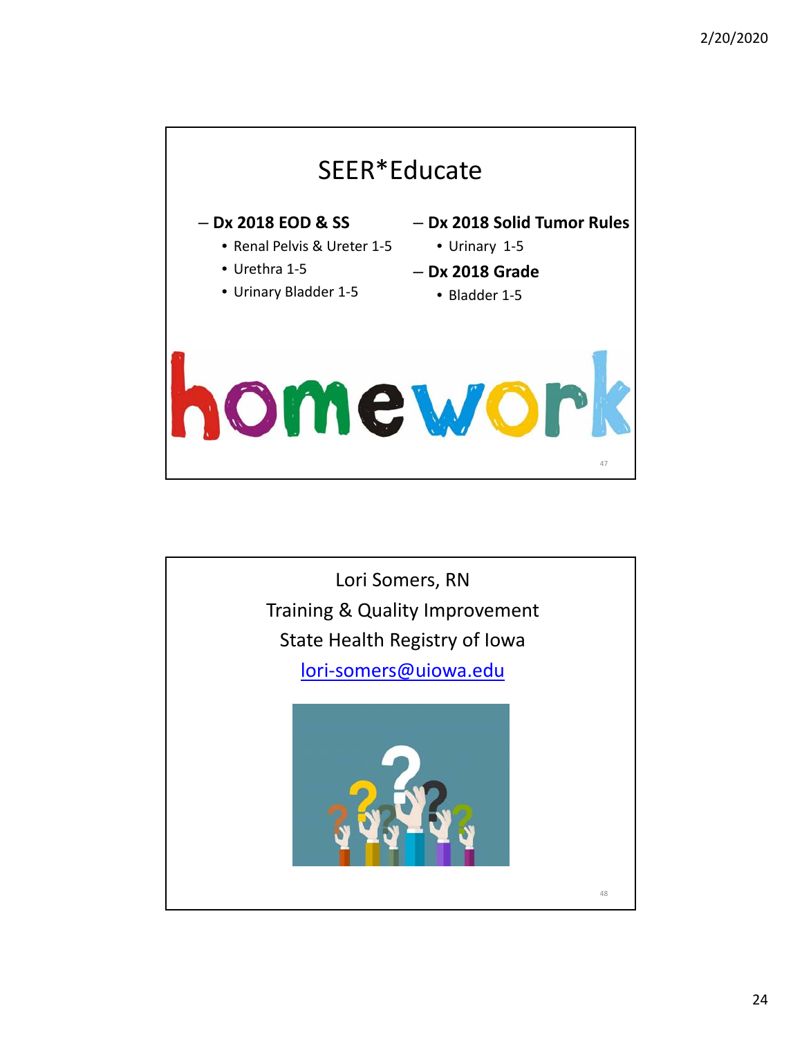## SEER*Educate

- Dx 2018 EOD & SS
  - Renal Pelvis & Ureter 1-5
  - Urethra 1-5
  - Urinary Bladder 1-5
- Dx 2018 Solid Tumor Rules
  - Urinary 1-5
- Dx 2018 Grade
  - Bladder 1-5

homework

---

Lori Somers, RN

Training & Quality Improvement

State Health Registry of Iowa

lori-somers@uiowa.edu